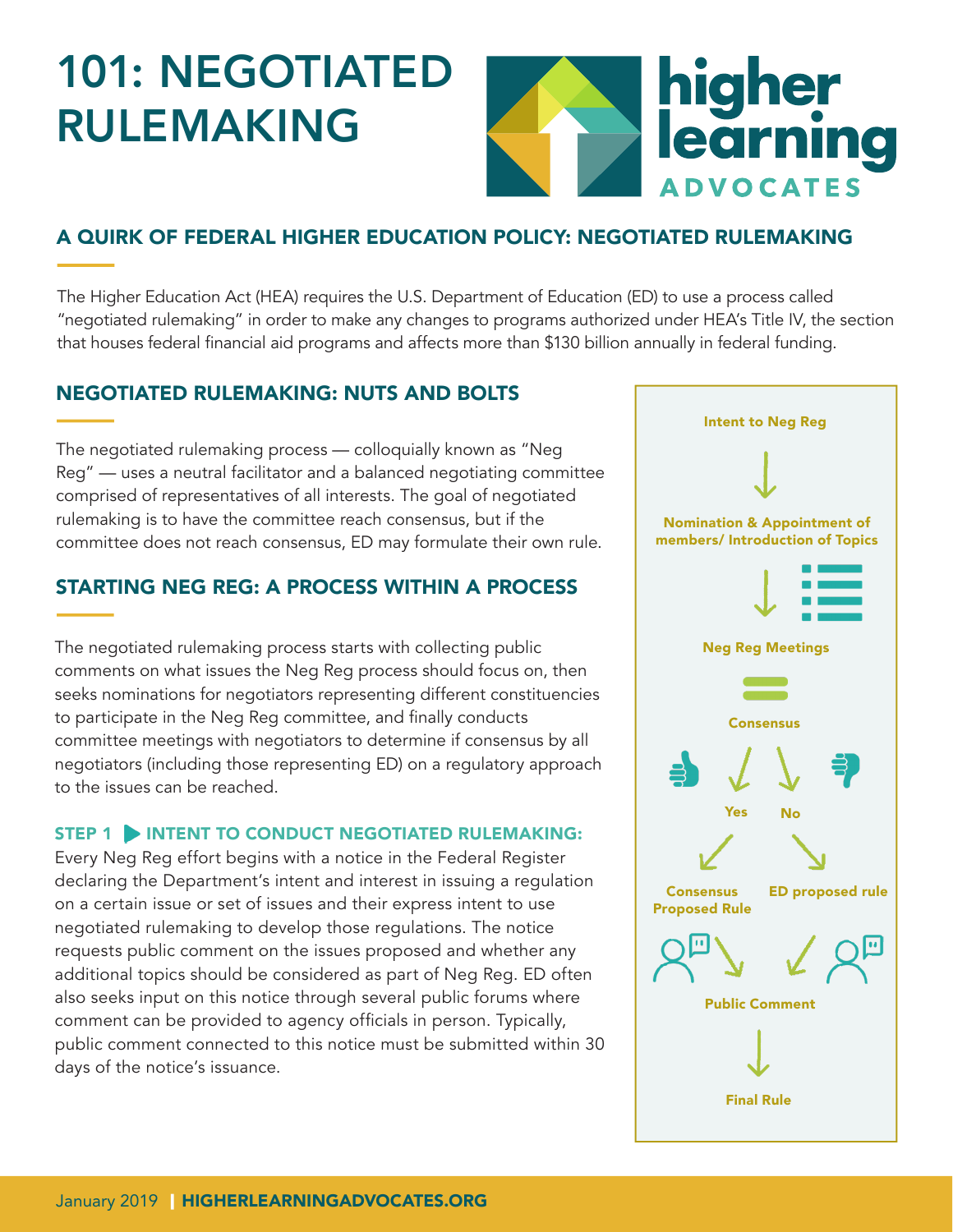# 101: NEGOTIATED RULEMAKING

higher learning ADVOCATES

## A QUIRK OF FEDERAL HIGHER EDUCATION POLICY: NEGOTIATED RULEMAKING

The Higher Education Act (HEA) requires the U.S. Department of Education (ED) to use a process called "negotiated rulemaking" in order to make any changes to programs authorized under HEA's Title IV, the section that houses federal financial aid programs and affects more than $130 billion annually in federal funding.

## NEGOTIATED RULEMAKING: NUTS AND BOLTS

The negotiated rulemaking process — colloquially known as "Neg Reg" — uses a neutral facilitator and a balanced negotiating committee comprised of representatives of all interests. The goal of negotiated rulemaking is to have the committee reach consensus, but if the committee does not reach consensus, ED may formulate their own rule.

## STARTING NEG REG: A PROCESS WITHIN A PROCESS

The negotiated rulemaking process starts with collecting public comments on what issues the Neg Reg process should focus on, then seeks nominations for negotiators representing different constituencies to participate in the Neg Reg committee, and finally conducts committee meetings with negotiators to determine if consensus by all negotiators (including those representing ED) on a regulatory approach to the issues can be reached.

### STEP 1 ▶ INTENT TO CONDUCT NEGOTIATED RULEMAKING:

Every Neg Reg effort begins with a notice in the Federal Register declaring the Department's intent and interest in issuing a regulation on a certain issue or set of issues and their express intent to use negotiated rulemaking to develop those regulations. The notice requests public comment on the issues proposed and whether any additional topics should be considered as part of Neg Reg. ED often also seeks input on this notice through several public forums where comment can be provided to agency officials in person. Typically, public comment connected to this notice must be submitted within 30 days of the notice's issuance.

---

**Intent to Neg Reg**

↓

**Nomination & Appointment of members/ Introduction of Topics**

↓

**Neg Reg Meetings**

**Consensus**

- **Yes** → **Consensus Proposed Rule**
- **No** → **ED proposed rule**

↓

**Public Comment**

↓

**Final Rule**

January 2019 | HIGHERLEARNINGADVOCATES.ORG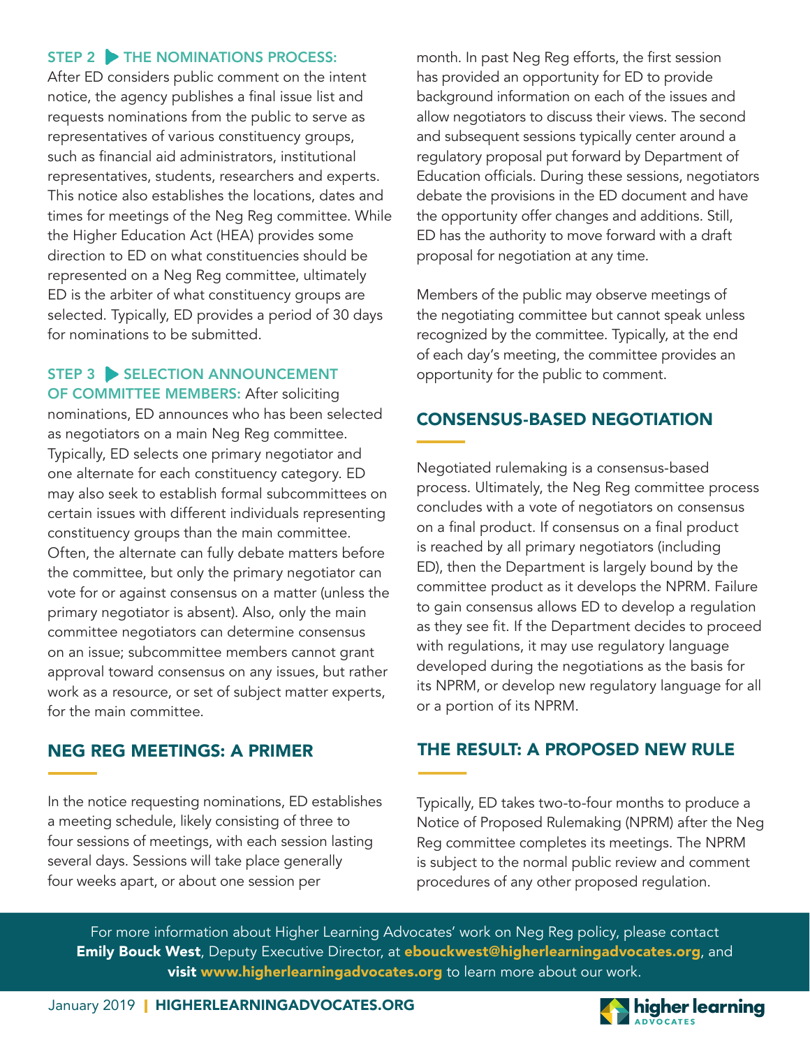**STEP 2 ▶ THE NOMINATIONS PROCESS:** After ED considers public comment on the intent notice, the agency publishes a final issue list and requests nominations from the public to serve as representatives of various constituency groups, such as financial aid administrators, institutional representatives, students, researchers and experts. This notice also establishes the locations, dates and times for meetings of the Neg Reg committee. While the Higher Education Act (HEA) provides some direction to ED on what constituencies should be represented on a Neg Reg committee, ultimately ED is the arbiter of what constituency groups are selected. Typically, ED provides a period of 30 days for nominations to be submitted.

**STEP 3 ▶ SELECTION ANNOUNCEMENT OF COMMITTEE MEMBERS:** After soliciting nominations, ED announces who has been selected as negotiators on a main Neg Reg committee. Typically, ED selects one primary negotiator and one alternate for each constituency category. ED may also seek to establish formal subcommittees on certain issues with different individuals representing constituency groups than the main committee. Often, the alternate can fully debate matters before the committee, but only the primary negotiator can vote for or against consensus on a matter (unless the primary negotiator is absent). Also, only the main committee negotiators can determine consensus on an issue; subcommittee members cannot grant approval toward consensus on any issues, but rather work as a resource, or set of subject matter experts, for the main committee.

## NEG REG MEETINGS: A PRIMER

In the notice requesting nominations, ED establishes a meeting schedule, likely consisting of three to four sessions of meetings, with each session lasting several days. Sessions will take place generally four weeks apart, or about one session per month. In past Neg Reg efforts, the first session has provided an opportunity for ED to provide background information on each of the issues and allow negotiators to discuss their views. The second and subsequent sessions typically center around a regulatory proposal put forward by Department of Education officials. During these sessions, negotiators debate the provisions in the ED document and have the opportunity offer changes and additions. Still, ED has the authority to move forward with a draft proposal for negotiation at any time.

Members of the public may observe meetings of the negotiating committee but cannot speak unless recognized by the committee. Typically, at the end of each day's meeting, the committee provides an opportunity for the public to comment.

## CONSENSUS-BASED NEGOTIATION

Negotiated rulemaking is a consensus-based process. Ultimately, the Neg Reg committee process concludes with a vote of negotiators on consensus on a final product. If consensus on a final product is reached by all primary negotiators (including ED), then the Department is largely bound by the committee product as it develops the NPRM. Failure to gain consensus allows ED to develop a regulation as they see fit. If the Department decides to proceed with regulations, it may use regulatory language developed during the negotiations as the basis for its NPRM, or develop new regulatory language for all or a portion of its NPRM.

## THE RESULT: A PROPOSED NEW RULE

Typically, ED takes two-to-four months to produce a Notice of Proposed Rulemaking (NPRM) after the Neg Reg committee completes its meetings. The NPRM is subject to the normal public review and comment procedures of any other proposed regulation.

For more information about Higher Learning Advocates' work on Neg Reg policy, please contact **Emily Bouck West**, Deputy Executive Director, at **ebouckwest@higherlearningadvocates.org**, and **visit www.higherlearningadvocates.org** to learn more about our work.

January 2019 | HIGHERLEARNINGADVOCATES.ORG